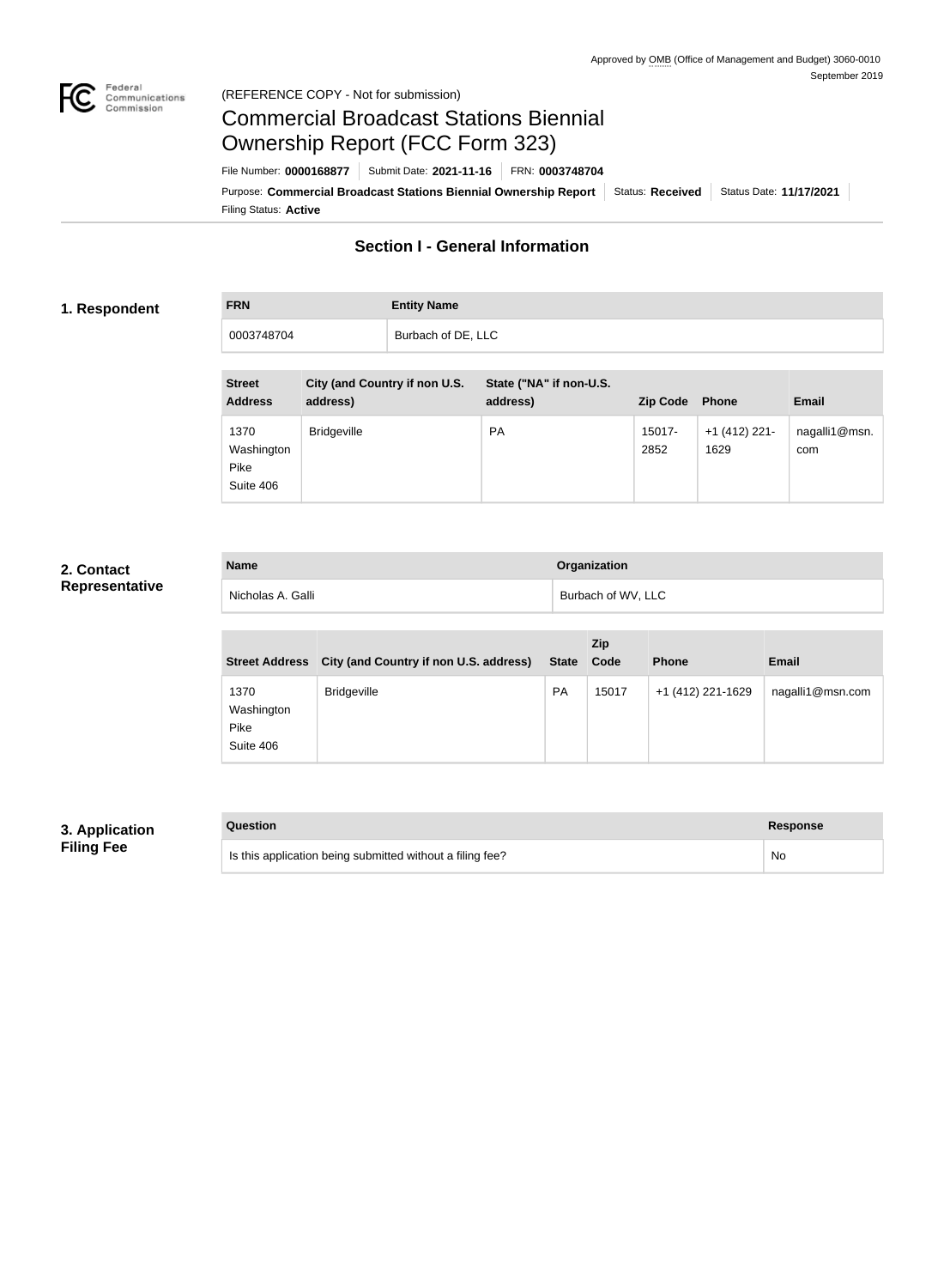Approved by OMB (Office of Management and Budget) 3060-0010
September 2019

(REFERENCE COPY - Not for submission)

# Commercial Broadcast Stations Biennial Ownership Report (FCC Form 323)

File Number: **0000168877** | Submit Date: **2021-11-16** | FRN: **0003748704**

Purpose: **Commercial Broadcast Stations Biennial Ownership Report** | Status: **Received** | Status Date: **11/17/2021**

Filing Status: **Active**

## Section I - General Information

### 1. Respondent

| FRN | Entity Name |
|---|---|
| 0003748704 | Burbach of DE, LLC |

| Street Address | City (and Country if non U.S. address) | State ("NA" if non-U.S. address) | Zip Code | Phone | Email |
|---|---|---|---|---|---|
| 1370 Washington Pike Suite 406 | Bridgeville | PA | 15017-2852 | +1 (412) 221-1629 | nagalli1@msn.com |

### 2. Contact Representative

| Name | Organization |
|---|---|
| Nicholas A. Galli | Burbach of WV, LLC |

| Street Address | City (and Country if non U.S. address) | State | Zip Code | Phone | Email |
|---|---|---|---|---|---|
| 1370 Washington Pike Suite 406 | Bridgeville | PA | 15017 | +1 (412) 221-1629 | nagalli1@msn.com |

### 3. Application Filing Fee

| Question | Response |
|---|---|
| Is this application being submitted without a filing fee? | No |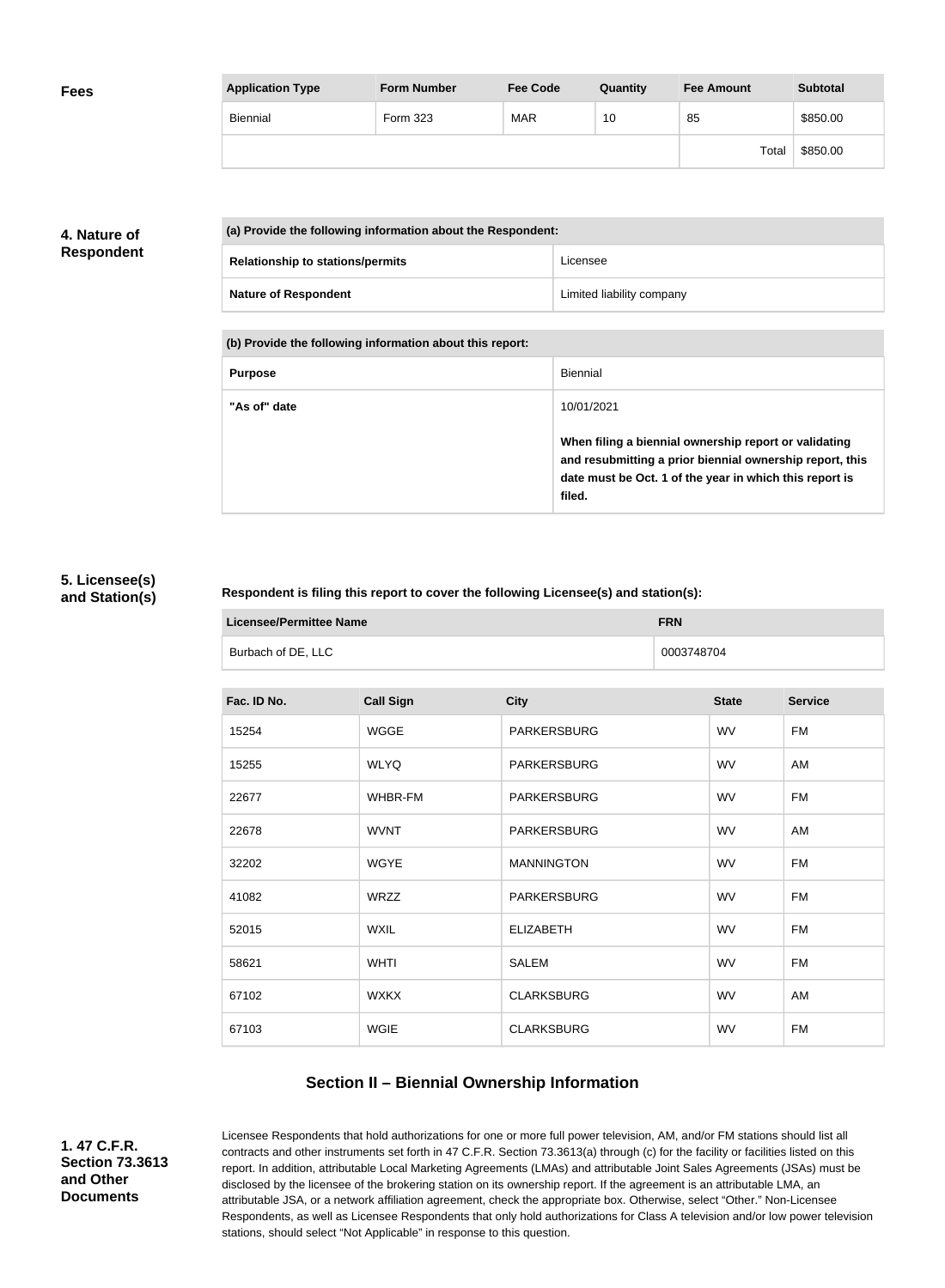**Fees**

| Application Type | Form Number | Fee Code | Quantity | Fee Amount | Subtotal |
|---|---|---|---|---|---|
| Biennial | Form 323 | MAR | 10 | 85 | $850.00 |
| | | | | Total | $850.00 |

**4. Nature of Respondent**

| (a) Provide the following information about the Respondent: | |
|---|---|
| **Relationship to stations/permits** | Licensee |
| **Nature of Respondent** | Limited liability company |

| (b) Provide the following information about this report: | |
|---|---|
| **Purpose** | Biennial |
| **"As of" date** | 10/01/2021<br><br>**When filing a biennial ownership report or validating and resubmitting a prior biennial ownership report, this date must be Oct. 1 of the year in which this report is filed.** |

**5. Licensee(s) and Station(s)**

**Respondent is filing this report to cover the following Licensee(s) and station(s):**

| Licensee/Permittee Name | FRN |
|---|---|
| Burbach of DE, LLC | 0003748704 |

| Fac. ID No. | Call Sign | City | State | Service |
|---|---|---|---|---|
| 15254 | WGGE | PARKERSBURG | WV | FM |
| 15255 | WLYQ | PARKERSBURG | WV | AM |
| 22677 | WHBR-FM | PARKERSBURG | WV | FM |
| 22678 | WVNT | PARKERSBURG | WV | AM |
| 32202 | WGYE | MANNINGTON | WV | FM |
| 41082 | WRZZ | PARKERSBURG | WV | FM |
| 52015 | WXIL | ELIZABETH | WV | FM |
| 58621 | WHTI | SALEM | WV | FM |
| 67102 | WXKX | CLARKSBURG | WV | AM |
| 67103 | WGIE | CLARKSBURG | WV | FM |

## Section II – Biennial Ownership Information

**1. 47 C.F.R. Section 73.3613 and Other Documents**

Licensee Respondents that hold authorizations for one or more full power television, AM, and/or FM stations should list all contracts and other instruments set forth in 47 C.F.R. Section 73.3613(a) through (c) for the facility or facilities listed on this report. In addition, attributable Local Marketing Agreements (LMAs) and attributable Joint Sales Agreements (JSAs) must be disclosed by the licensee of the brokering station on its ownership report. If the agreement is an attributable LMA, an attributable JSA, or a network affiliation agreement, check the appropriate box. Otherwise, select "Other." Non-Licensee Respondents, as well as Licensee Respondents that only hold authorizations for Class A television and/or low power television stations, should select "Not Applicable" in response to this question.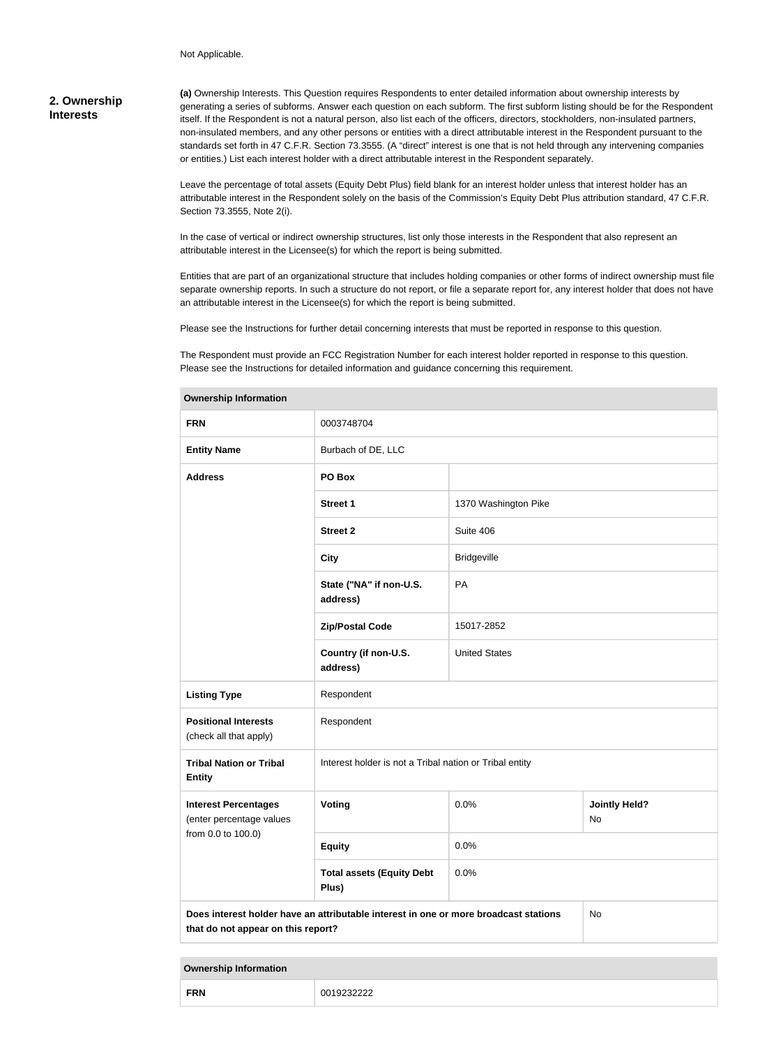Not Applicable.

## 2. Ownership Interests

**(a)** Ownership Interests. This Question requires Respondents to enter detailed information about ownership interests by generating a series of subforms. Answer each question on each subform. The first subform listing should be for the Respondent itself. If the Respondent is not a natural person, also list each of the officers, directors, stockholders, non-insulated partners, non-insulated members, and any other persons or entities with a direct attributable interest in the Respondent pursuant to the standards set forth in 47 C.F.R. Section 73.3555. (A "direct" interest is one that is not held through any intervening companies or entities.) List each interest holder with a direct attributable interest in the Respondent separately.

Leave the percentage of total assets (Equity Debt Plus) field blank for an interest holder unless that interest holder has an attributable interest in the Respondent solely on the basis of the Commission's Equity Debt Plus attribution standard, 47 C.F.R. Section 73.3555, Note 2(i).

In the case of vertical or indirect ownership structures, list only those interests in the Respondent that also represent an attributable interest in the Licensee(s) for which the report is being submitted.

Entities that are part of an organizational structure that includes holding companies or other forms of indirect ownership must file separate ownership reports. In such a structure do not report, or file a separate report for, any interest holder that does not have an attributable interest in the Licensee(s) for which the report is being submitted.

Please see the Instructions for further detail concerning interests that must be reported in response to this question.

The Respondent must provide an FCC Registration Number for each interest holder reported in response to this question. Please see the Instructions for detailed information and guidance concerning this requirement.

| Ownership Information | | | |
|---|---|---|---|
| **FRN** | 0003748704 | | |
| **Entity Name** | Burbach of DE, LLC | | |
| **Address** | **PO Box** | | |
| | **Street 1** | 1370 Washington Pike | |
| | **Street 2** | Suite 406 | |
| | **City** | Bridgeville | |
| | **State ("NA" if non-U.S. address)** | PA | |
| | **Zip/Postal Code** | 15017-2852 | |
| | **Country (if non-U.S. address)** | United States | |
| **Listing Type** | Respondent | | |
| **Positional Interests** (check all that apply) | Respondent | | |
| **Tribal Nation or Tribal Entity** | Interest holder is not a Tribal nation or Tribal entity | | |
| **Interest Percentages** (enter percentage values from 0.0 to 100.0) | **Voting** | 0.0% | **Jointly Held?** No |
| | **Equity** | 0.0% | |
| | **Total assets (Equity Debt Plus)** | 0.0% | |
| **Does interest holder have an attributable interest in one or more broadcast stations that do not appear on this report?** | | | No |

| Ownership Information | |
|---|---|
| **FRN** | 0019232222 |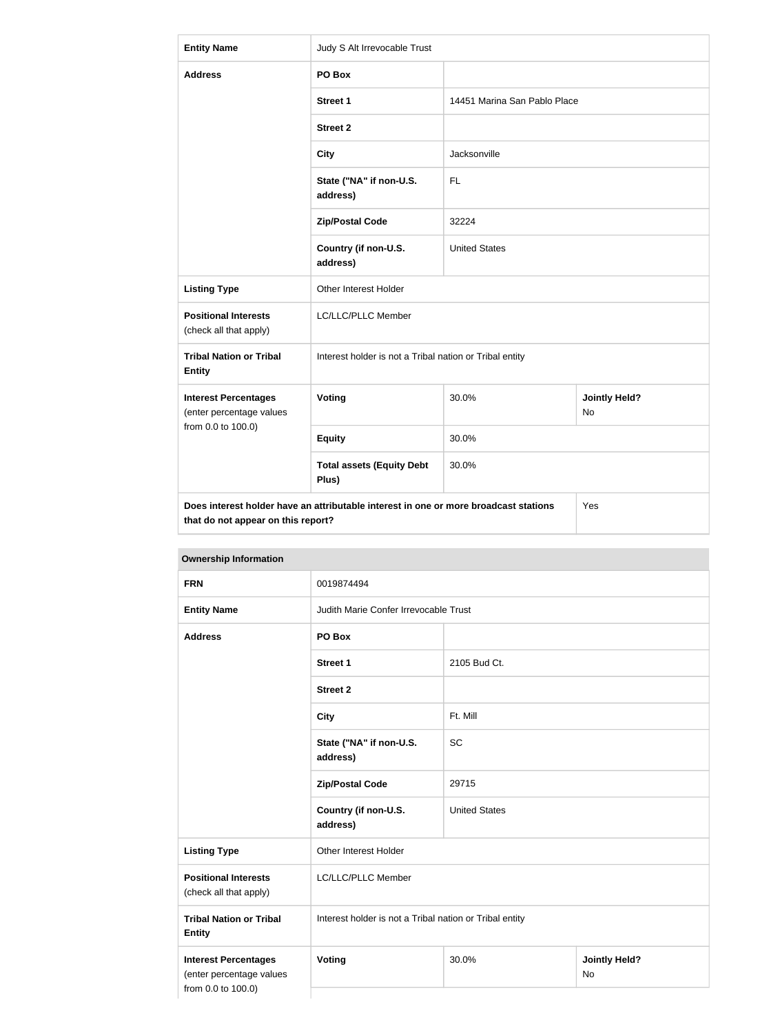| Entity Name | Judy S Alt Irrevocable Trust | | |
|---|---|---|---|
| Address | PO Box | | |
| | Street 1 | 14451 Marina San Pablo Place | |
| | Street 2 | | |
| | City | Jacksonville | |
| | State ("NA" if non-U.S. address) | FL | |
| | Zip/Postal Code | 32224 | |
| | Country (if non-U.S. address) | United States | |
| Listing Type | Other Interest Holder | | |
| Positional Interests (check all that apply) | LC/LLC/PLLC Member | | |
| Tribal Nation or Tribal Entity | Interest holder is not a Tribal nation or Tribal entity | | |
| Interest Percentages (enter percentage values from 0.0 to 100.0) | Voting | 30.0% | Jointly Held? No |
| | Equity | 30.0% | |
| | Total assets (Equity Debt Plus) | 30.0% | |
| Does interest holder have an attributable interest in one or more broadcast stations that do not appear on this report? | | | Yes |

**Ownership Information**

| FRN | 0019874494 | | |
|---|---|---|---|
| Entity Name | Judith Marie Confer Irrevocable Trust | | |
| Address | PO Box | | |
| | Street 1 | 2105 Bud Ct. | |
| | Street 2 | | |
| | City | Ft. Mill | |
| | State ("NA" if non-U.S. address) | SC | |
| | Zip/Postal Code | 29715 | |
| | Country (if non-U.S. address) | United States | |
| Listing Type | Other Interest Holder | | |
| Positional Interests (check all that apply) | LC/LLC/PLLC Member | | |
| Tribal Nation or Tribal Entity | Interest holder is not a Tribal nation or Tribal entity | | |
| Interest Percentages (enter percentage values from 0.0 to 100.0) | Voting | 30.0% | Jointly Held? No |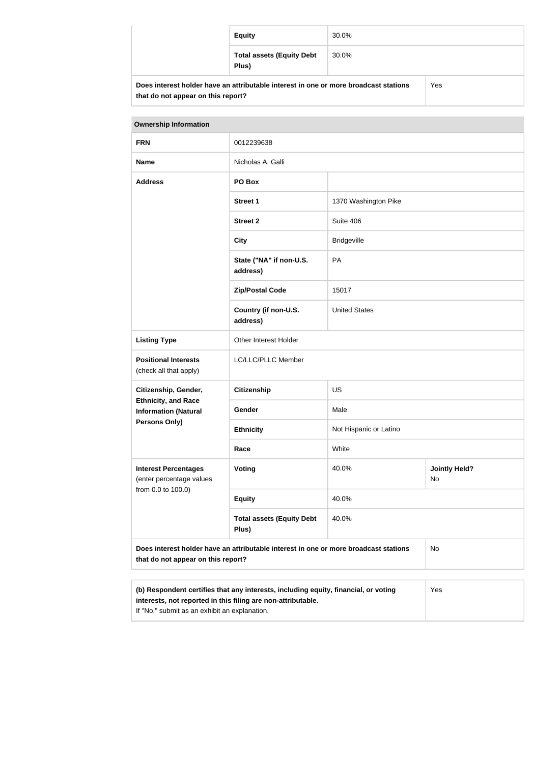| | | |
|---|---|---|
| | **Equity** | 30.0% |
| | **Total assets (Equity Debt Plus)** | 30.0% |
| **Does interest holder have an attributable interest in one or more broadcast stations that do not appear on this report?** | | Yes |

| **Ownership Information** | | | |
|---|---|---|---|
| **FRN** | 0012239638 | | |
| **Name** | Nicholas A. Galli | | |
| **Address** | **PO Box** | | |
| | **Street 1** | 1370 Washington Pike | |
| | **Street 2** | Suite 406 | |
| | **City** | Bridgeville | |
| | **State ("NA" if non-U.S. address)** | PA | |
| | **Zip/Postal Code** | 15017 | |
| | **Country (if non-U.S. address)** | United States | |
| **Listing Type** | Other Interest Holder | | |
| **Positional Interests** (check all that apply) | LC/LLC/PLLC Member | | |
| **Citizenship, Gender, Ethnicity, and Race Information (Natural Persons Only)** | **Citizenship** | US | |
| | **Gender** | Male | |
| | **Ethnicity** | Not Hispanic or Latino | |
| | **Race** | White | |
| **Interest Percentages** (enter percentage values from 0.0 to 100.0) | **Voting** | 40.0% | **Jointly Held?** No |
| | **Equity** | 40.0% | |
| | **Total assets (Equity Debt Plus)** | 40.0% | |
| **Does interest holder have an attributable interest in one or more broadcast stations that do not appear on this report?** | | | No |

| | |
|---|---|
| **(b) Respondent certifies that any interests, including equity, financial, or voting interests, not reported in this filing are non-attributable.** If "No," submit as an exhibit an explanation. | Yes |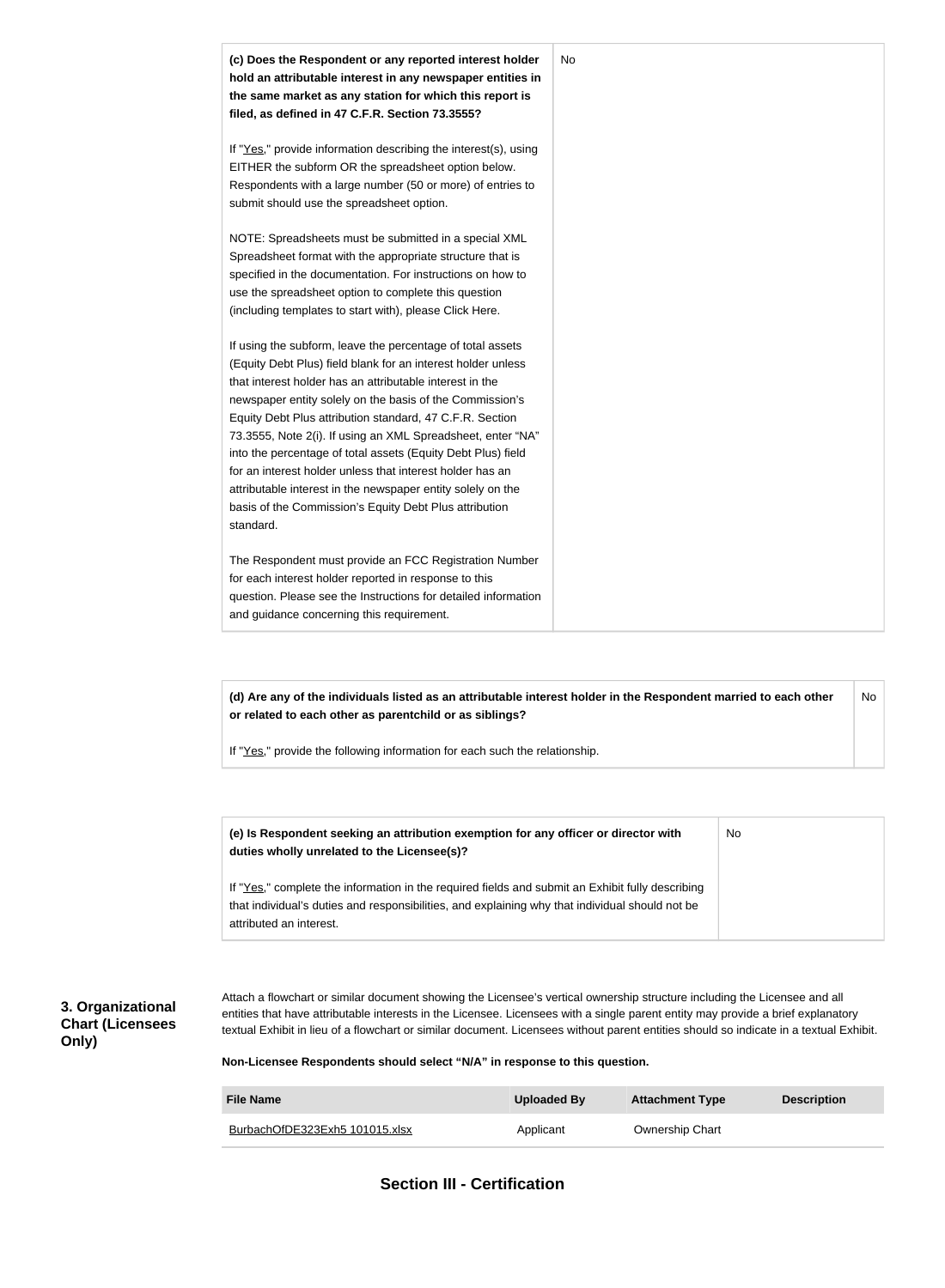| **(c) Does the Respondent or any reported interest holder hold an attributable interest in any newspaper entities in the same market as any station for which this report is filed, as defined in 47 C.F.R. Section 73.3555?**<br><br>If "Yes," provide information describing the interest(s), using EITHER the subform OR the spreadsheet option below. Respondents with a large number (50 or more) of entries to submit should use the spreadsheet option.<br><br>NOTE: Spreadsheets must be submitted in a special XML Spreadsheet format with the appropriate structure that is specified in the documentation. For instructions on how to use the spreadsheet option to complete this question (including templates to start with), please Click Here.<br><br>If using the subform, leave the percentage of total assets (Equity Debt Plus) field blank for an interest holder unless that interest holder has an attributable interest in the newspaper entity solely on the basis of the Commission's Equity Debt Plus attribution standard, 47 C.F.R. Section 73.3555, Note 2(i). If using an XML Spreadsheet, enter "NA" into the percentage of total assets (Equity Debt Plus) field for an interest holder unless that interest holder has an attributable interest in the newspaper entity solely on the basis of the Commission's Equity Debt Plus attribution standard.<br><br>The Respondent must provide an FCC Registration Number for each interest holder reported in response to this question. Please see the Instructions for detailed information and guidance concerning this requirement. | No |
|---|---|

| **(d) Are any of the individuals listed as an attributable interest holder in the Respondent married to each other or related to each other as parentchild or as siblings?**<br><br>If "Yes," provide the following information for each such the relationship. | No |
|---|---|

| **(e) Is Respondent seeking an attribution exemption for any officer or director with duties wholly unrelated to the Licensee(s)?**<br><br>If "Yes," complete the information in the required fields and submit an Exhibit fully describing that individual's duties and responsibilities, and explaining why that individual should not be attributed an interest. | No |
|---|---|

### 3. Organizational Chart (Licensees Only)

Attach a flowchart or similar document showing the Licensee's vertical ownership structure including the Licensee and all entities that have attributable interests in the Licensee. Licensees with a single parent entity may provide a brief explanatory textual Exhibit in lieu of a flowchart or similar document. Licensees without parent entities should so indicate in a textual Exhibit.

**Non-Licensee Respondents should select "N/A" in response to this question.**

| File Name | Uploaded By | Attachment Type | Description |
|---|---|---|---|
| BurbachOfDE323Exh5 101015.xlsx | Applicant | Ownership Chart | |

## Section III - Certification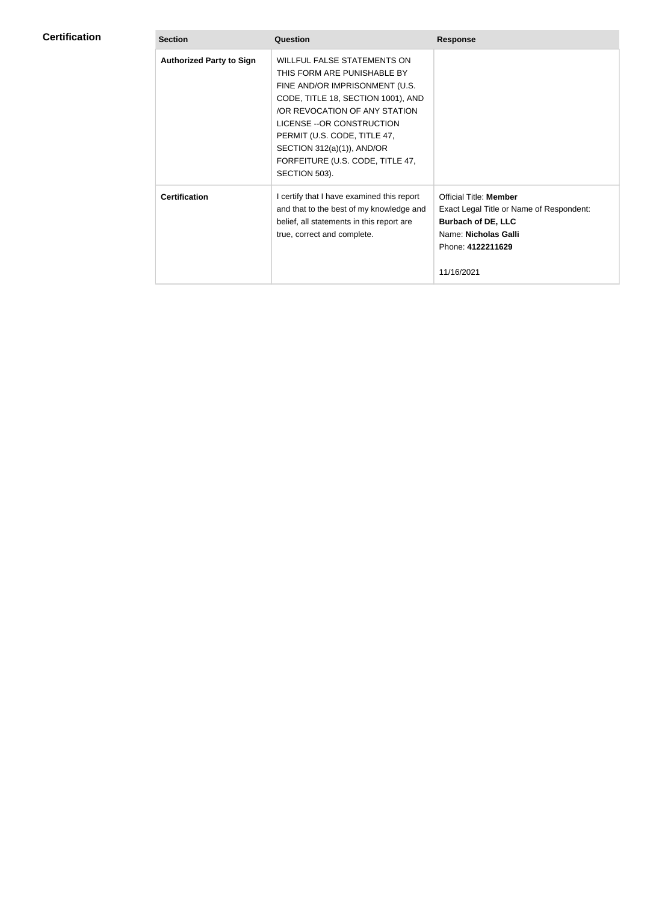## Certification

| Section | Question | Response |
|---|---|---|
| **Authorized Party to Sign** | WILLFUL FALSE STATEMENTS ON THIS FORM ARE PUNISHABLE BY FINE AND/OR IMPRISONMENT (U.S. CODE, TITLE 18, SECTION 1001), AND /OR REVOCATION OF ANY STATION LICENSE --OR CONSTRUCTION PERMIT (U.S. CODE, TITLE 47, SECTION 312(a)(1)), AND/OR FORFEITURE (U.S. CODE, TITLE 47, SECTION 503). | |
| **Certification** | I certify that I have examined this report and that to the best of my knowledge and belief, all statements in this report are true, correct and complete. | Official Title: **Member**<br>Exact Legal Title or Name of Respondent: **Burbach of DE, LLC**<br>Name: **Nicholas Galli**<br>Phone: **4122211629**<br><br>11/16/2021 |